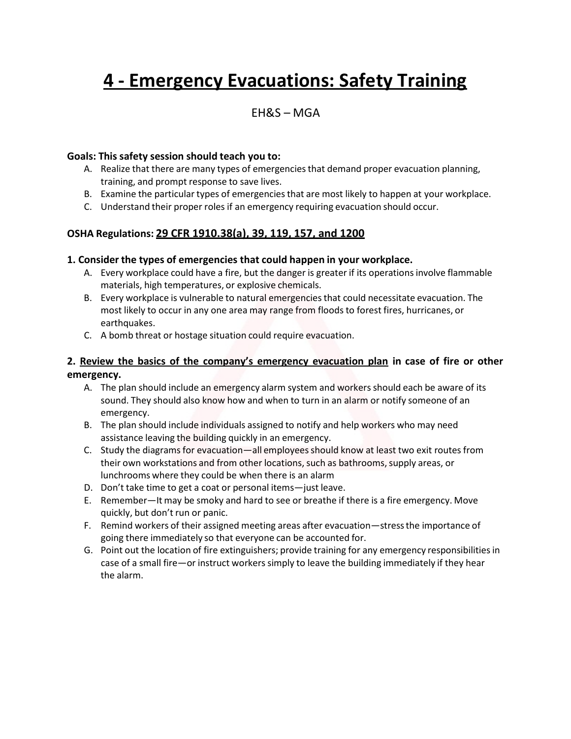# 4 - Emergency Evacuations: Safety Training

EH&S – MGA

**Goals: This safety session should teach you to:**

A. Realize that there are many types of emergencies that demand proper evacuation planning, training, and prompt response to save lives.
B. Examine the particular types of emergencies that are most likely to happen at your workplace.
C. Understand their proper roles if an emergency requiring evacuation should occur.

**OSHA Regulations: <u>29 CFR 1910.38(a), 39, 119, 157, and 1200</u>**

**1. Consider the types of emergencies that could happen in your workplace.**

A. Every workplace could have a fire, but the danger is greater if its operations involve flammable materials, high temperatures, or explosive chemicals.
B. Every workplace is vulnerable to natural emergencies that could necessitate evacuation. The most likely to occur in any one area may range from floods to forest fires, hurricanes, or earthquakes.
C. A bomb threat or hostage situation could require evacuation.

**2. <u>Review the basics of the company's emergency evacuation plan</u> in case of fire or other emergency.**

A. The plan should include an emergency alarm system and workers should each be aware of its sound. They should also know how and when to turn in an alarm or notify someone of an emergency.
B. The plan should include individuals assigned to notify and help workers who may need assistance leaving the building quickly in an emergency.
C. Study the diagrams for evacuation—all employees should know at least two exit routes from their own workstations and from other locations, such as bathrooms, supply areas, or lunchrooms where they could be when there is an alarm
D. Don't take time to get a coat or personal items—just leave.
E. Remember—It may be smoky and hard to see or breathe if there is a fire emergency. Move quickly, but don't run or panic.
F. Remind workers of their assigned meeting areas after evacuation—stress the importance of going there immediately so that everyone can be accounted for.
G. Point out the location of fire extinguishers; provide training for any emergency responsibilities in case of a small fire—or instruct workers simply to leave the building immediately if they hear the alarm.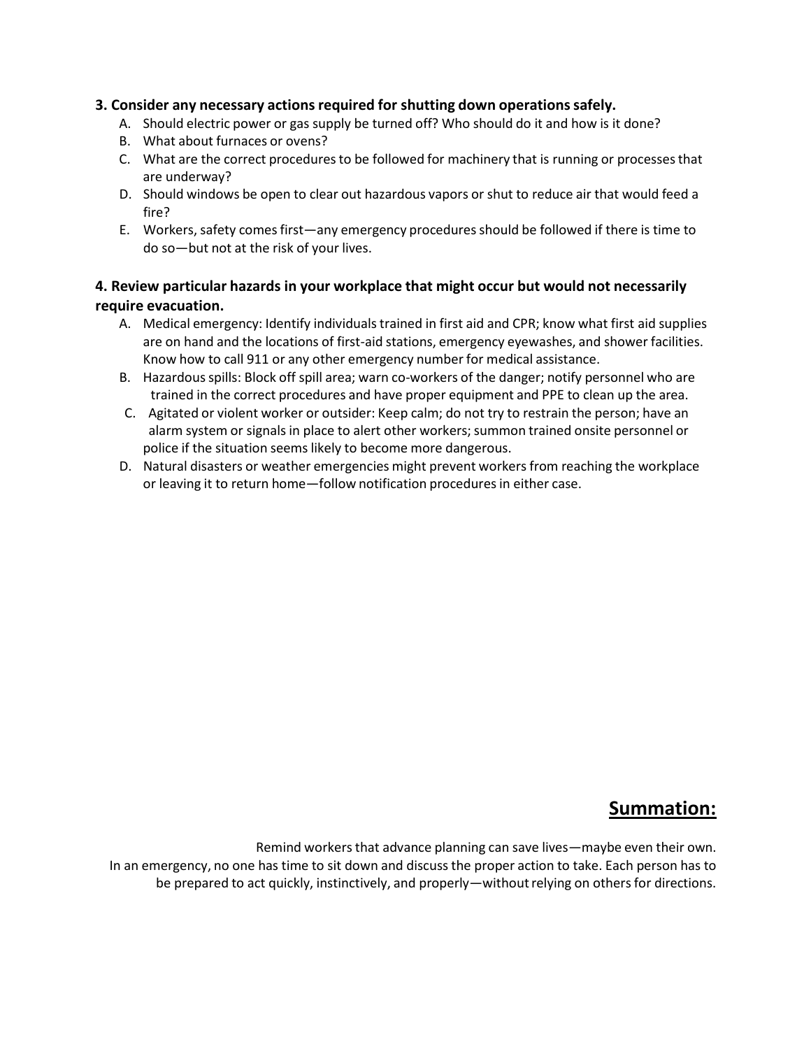**3. Consider any necessary actions required for shutting down operations safely.**

A. Should electric power or gas supply be turned off? Who should do it and how is it done?
B. What about furnaces or ovens?
C. What are the correct procedures to be followed for machinery that is running or processes that are underway?
D. Should windows be open to clear out hazardous vapors or shut to reduce air that would feed a fire?
E. Workers, safety comes first—any emergency procedures should be followed if there is time to do so—but not at the risk of your lives.

**4. Review particular hazards in your workplace that might occur but would not necessarily require evacuation.**

A. Medical emergency: Identify individuals trained in first aid and CPR; know what first aid supplies are on hand and the locations of first-aid stations, emergency eyewashes, and shower facilities. Know how to call 911 or any other emergency number for medical assistance.
B. Hazardous spills: Block off spill area; warn co-workers of the danger; notify personnel who are trained in the correct procedures and have proper equipment and PPE to clean up the area.
C. Agitated or violent worker or outsider: Keep calm; do not try to restrain the person; have an alarm system or signals in place to alert other workers; summon trained onsite personnel or police if the situation seems likely to become more dangerous.
D. Natural disasters or weather emergencies might prevent workers from reaching the workplace or leaving it to return home—follow notification procedures in either case.

## Summation:

Remind workers that advance planning can save lives—maybe even their own.
In an emergency, no one has time to sit down and discuss the proper action to take. Each person has to be prepared to act quickly, instinctively, and properly—without relying on others for directions.